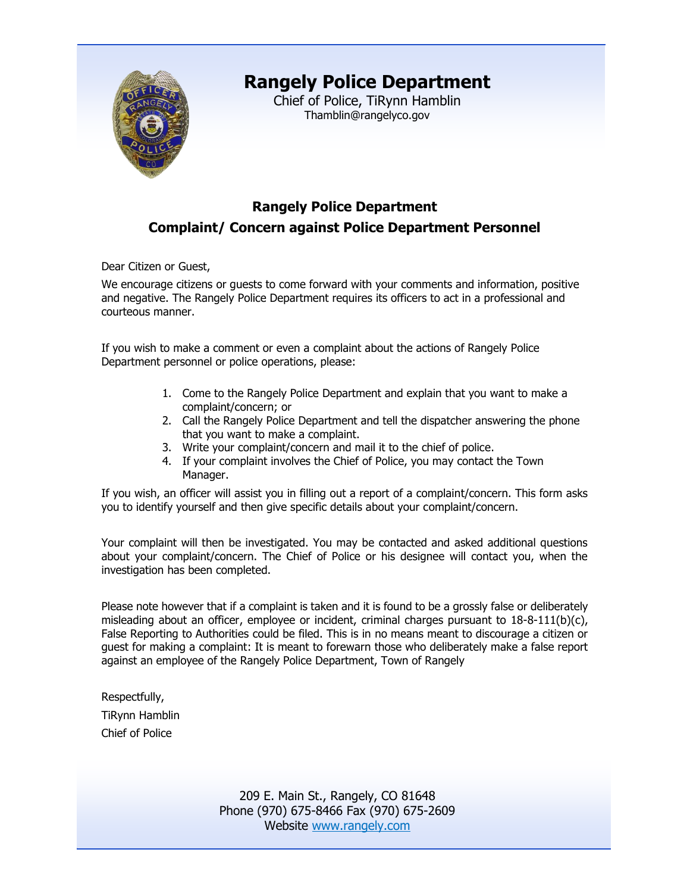# Rangely Police Department

Chief of Police, TiRynn Hamblin
Thamblin@rangelyco.gov

## Rangely Police Department

## Complaint/ Concern against Police Department Personnel

Dear Citizen or Guest,

We encourage citizens or guests to come forward with your comments and information, positive and negative. The Rangely Police Department requires its officers to act in a professional and courteous manner.

If you wish to make a comment or even a complaint about the actions of Rangely Police Department personnel or police operations, please:

1. Come to the Rangely Police Department and explain that you want to make a complaint/concern; or
2. Call the Rangely Police Department and tell the dispatcher answering the phone that you want to make a complaint.
3. Write your complaint/concern and mail it to the chief of police.
4. If your complaint involves the Chief of Police, you may contact the Town Manager.

If you wish, an officer will assist you in filling out a report of a complaint/concern. This form asks you to identify yourself and then give specific details about your complaint/concern.

Your complaint will then be investigated. You may be contacted and asked additional questions about your complaint/concern. The Chief of Police or his designee will contact you, when the investigation has been completed.

Please note however that if a complaint is taken and it is found to be a grossly false or deliberately misleading about an officer, employee or incident, criminal charges pursuant to 18-8-111(b)(c), False Reporting to Authorities could be filed. This is in no means meant to discourage a citizen or guest for making a complaint: It is meant to forewarn those who deliberately make a false report against an employee of the Rangely Police Department, Town of Rangely

Respectfully,

TiRynn Hamblin

Chief of Police

209 E. Main St., Rangely, CO 81648
Phone (970) 675-8466 Fax (970) 675-2609
Website www.rangely.com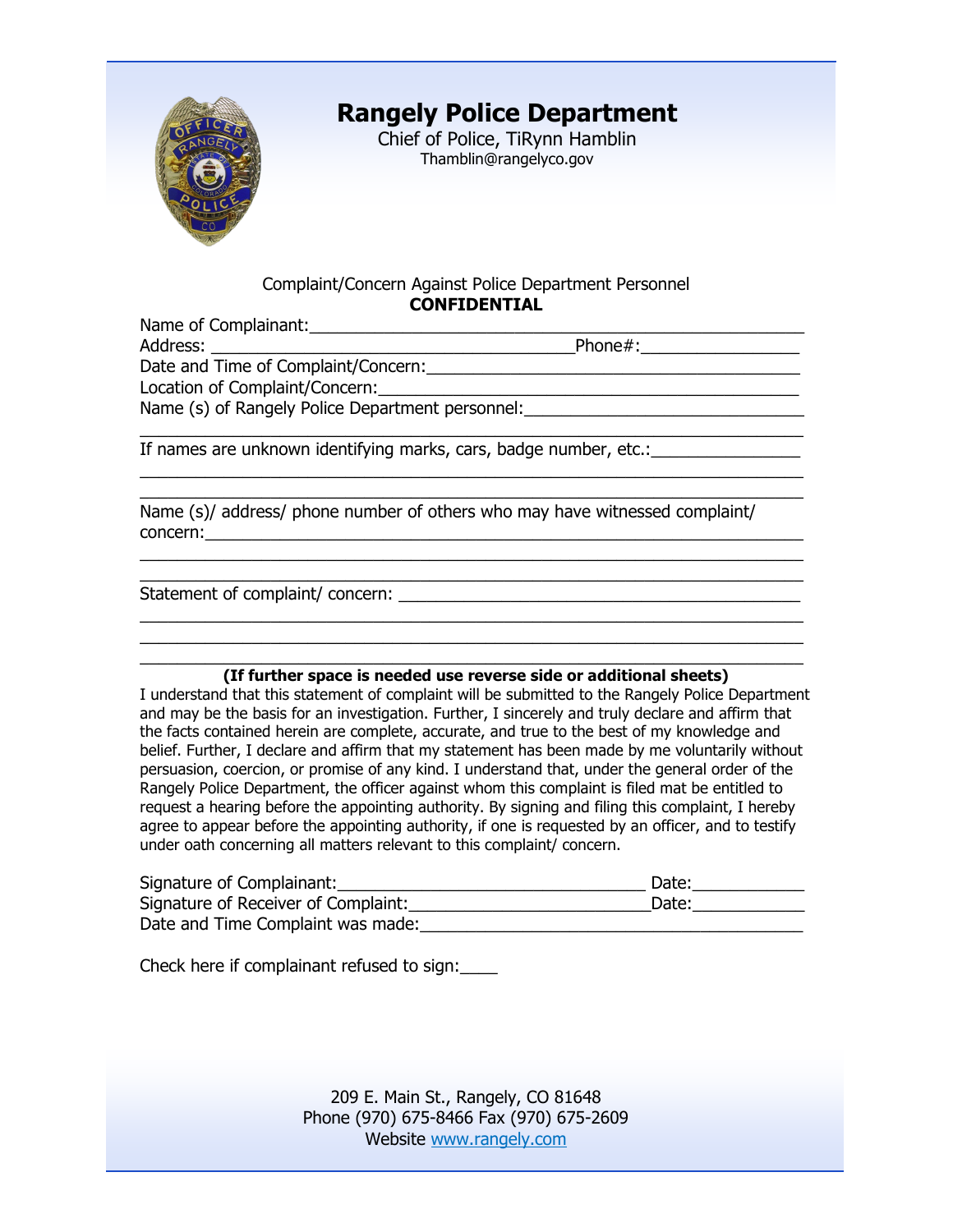# Rangely Police Department

Chief of Police, TiRynn Hamblin
Thamblin@rangelyco.gov

Complaint/Concern Against Police Department Personnel
**CONFIDENTIAL**

Name of Complainant:_______________________________________________
Address: ___________________________________Phone#:_______________
Date and Time of Complaint/Concern:____________________________________
Location of Complaint/Concern:_________________________________________
Name (s) of Rangely Police Department personnel:___________________________
_________________________________________________________________
If names are unknown identifying marks, cars, badge number, etc.:_______________
_________________________________________________________________
_________________________________________________________________
Name (s)/ address/ phone number of others who may have witnessed complaint/ concern:____________________________________________________________
_________________________________________________________________
_________________________________________________________________
Statement of complaint/ concern: ______________________________________
_________________________________________________________________
_________________________________________________________________
_________________________________________________________________

**(If further space is needed use reverse side or additional sheets)**

I understand that this statement of complaint will be submitted to the Rangely Police Department and may be the basis for an investigation. Further, I sincerely and truly declare and affirm that the facts contained herein are complete, accurate, and true to the best of my knowledge and belief. Further, I declare and affirm that my statement has been made by me voluntarily without persuasion, coercion, or promise of any kind. I understand that, under the general order of the Rangely Police Department, the officer against whom this complaint is filed mat be entitled to request a hearing before the appointing authority. By signing and filing this complaint, I hereby agree to appear before the appointing authority, if one is requested by an officer, and to testify under oath concerning all matters relevant to this complaint/ concern.

Signature of Complainant:_______________________________ Date:___________
Signature of Receiver of Complaint:_______________________Date:___________
Date and Time Complaint was made:_____________________________________

Check here if complainant refused to sign:____

209 E. Main St., Rangely, CO 81648
Phone (970) 675-8466 Fax (970) 675-2609
Website www.rangely.com